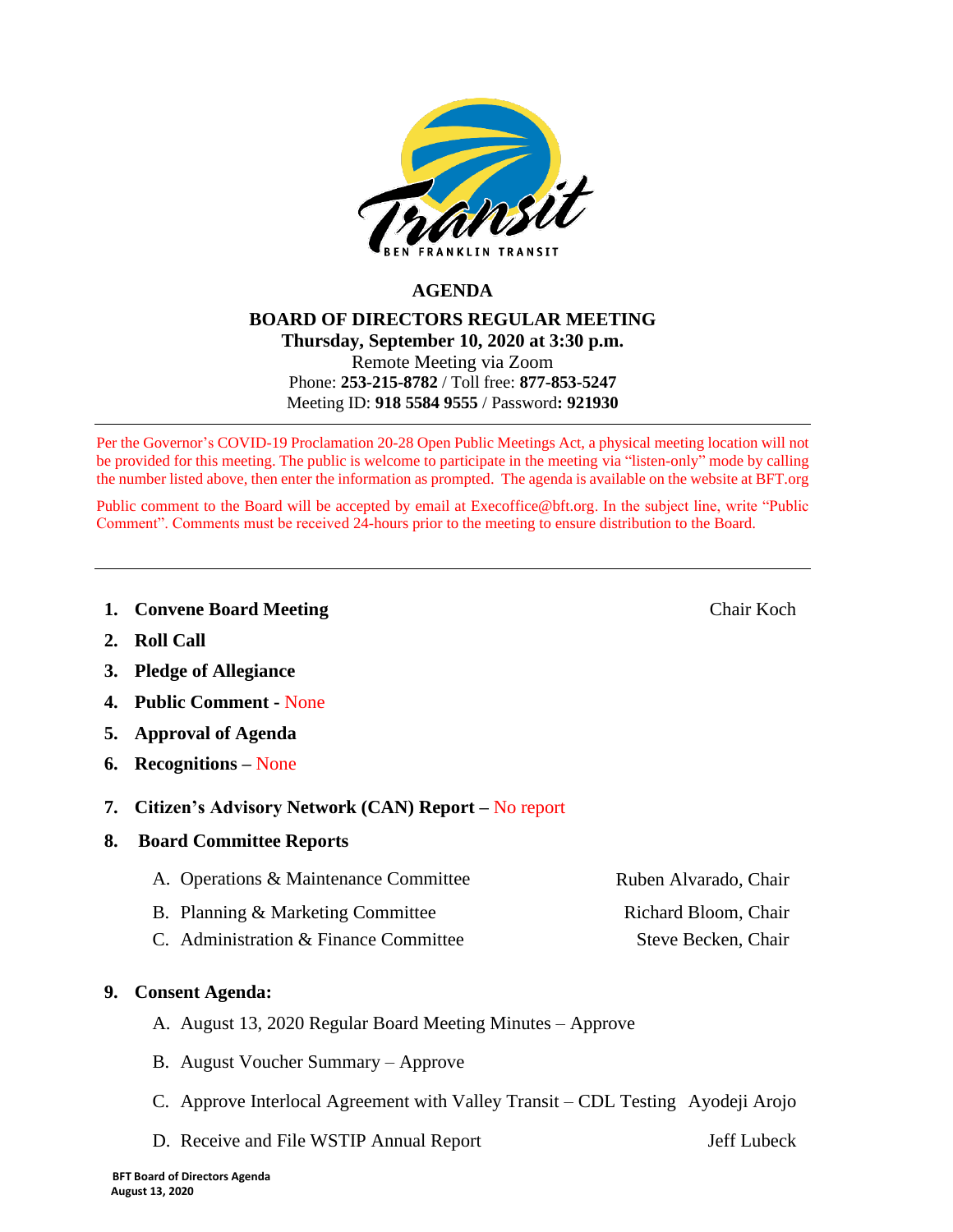# AGENDA

## BOARD OF DIRECTORS REGULAR MEETING

**Thursday, September 10, 2020 at 3:30 p.m.**

Remote Meeting via Zoom

Phone: **253-215-8782** / Toll free: **877-853-5247**

Meeting ID: **918 5584 9555** / Password**: 921930**

---

Per the Governor's COVID-19 Proclamation 20-28 Open Public Meetings Act, a physical meeting location will not be provided for this meeting. The public is welcome to participate in the meeting via "listen-only" mode by calling the number listed above, then enter the information as prompted. The agenda is available on the website at BFT.org

Public comment to the Board will be accepted by email at Execoffice@bft.org. In the subject line, write "Public Comment". Comments must be received 24-hours prior to the meeting to ensure distribution to the Board.

---

1. **Convene Board Meeting** — Chair Koch
2. **Roll Call**
3. **Pledge of Allegiance**
4. **Public Comment** - None
5. **Approval of Agenda**
6. **Recognitions** – None
7. **Citizen's Advisory Network (CAN) Report** – No report
8. **Board Committee Reports**
   - A. Operations & Maintenance Committee — Ruben Alvarado, Chair
   - B. Planning & Marketing Committee — Richard Bloom, Chair
   - C. Administration & Finance Committee — Steve Becken, Chair
9. **Consent Agenda:**
   - A. August 13, 2020 Regular Board Meeting Minutes – Approve
   - B. August Voucher Summary – Approve
   - C. Approve Interlocal Agreement with Valley Transit – CDL Testing — Ayodeji Arojo
   - D. Receive and File WSTIP Annual Report — Jeff Lubeck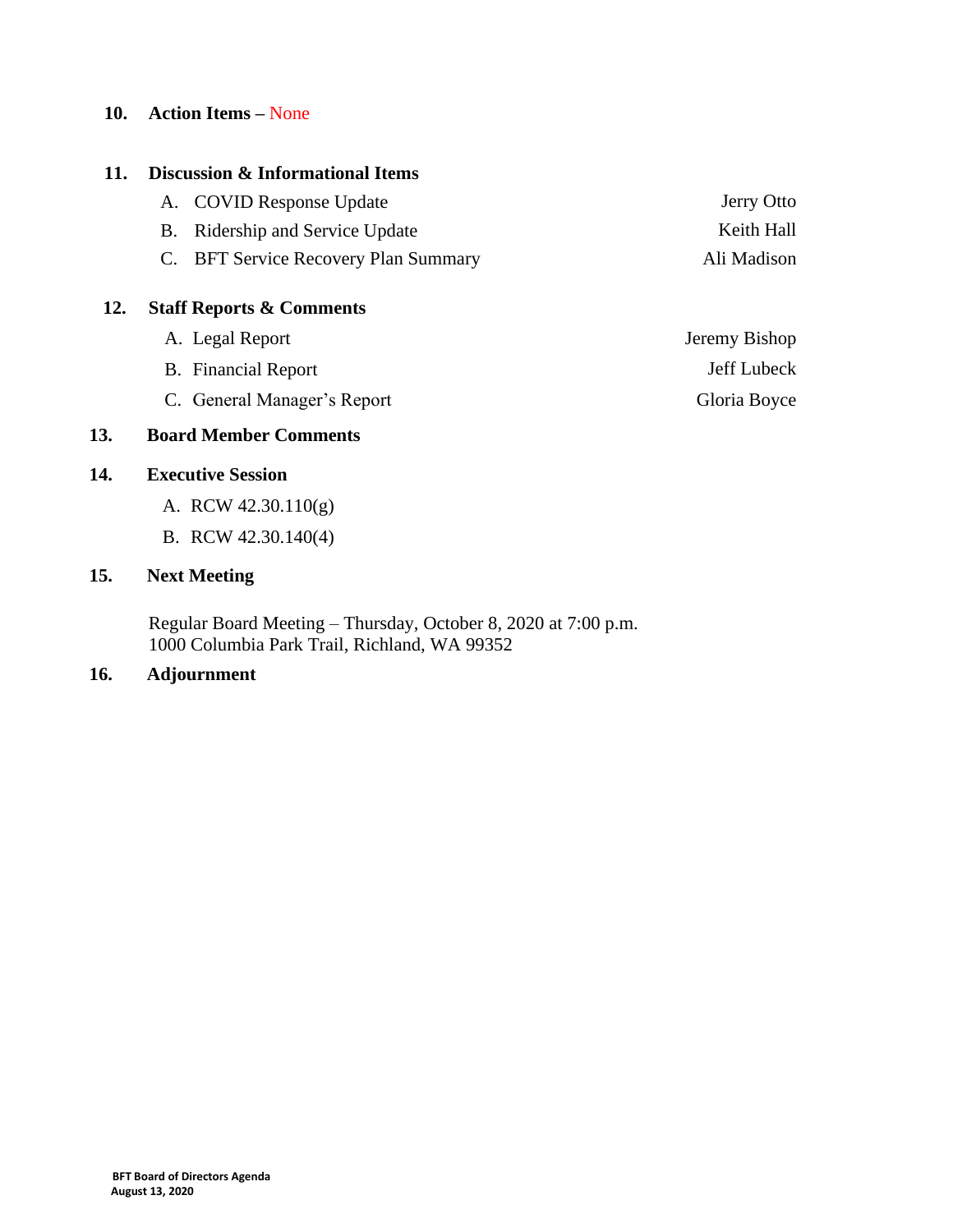**10. Action Items** – None

**11. Discussion & Informational Items**

A. COVID Response Update — Jerry Otto

B. Ridership and Service Update — Keith Hall

C. BFT Service Recovery Plan Summary — Ali Madison

**12. Staff Reports & Comments**

A. Legal Report — Jeremy Bishop

B. Financial Report — Jeff Lubeck

C. General Manager's Report — Gloria Boyce

**13. Board Member Comments**

**14. Executive Session**

A. RCW 42.30.110(g)

B. RCW 42.30.140(4)

**15. Next Meeting**

Regular Board Meeting – Thursday, October 8, 2020 at 7:00 p.m.
1000 Columbia Park Trail, Richland, WA 99352

**16. Adjournment**